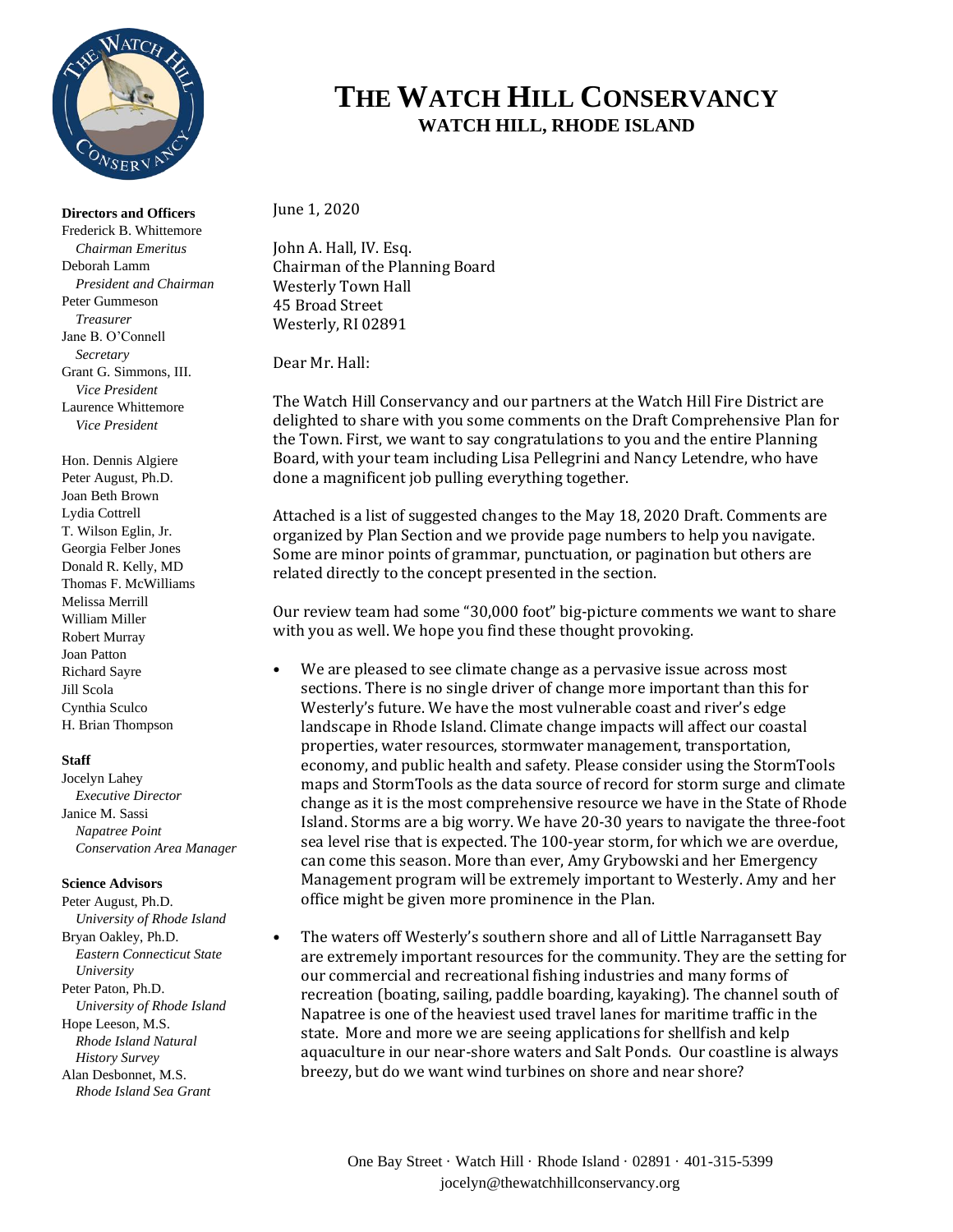# The Watch Hill Conservancy

## WATCH HILL, RHODE ISLAND

**Directors and Officers**

Frederick B. Whittemore
*Chairman Emeritus*
Deborah Lamm
*President and Chairman*
Peter Gummeson
*Treasurer*
Jane B. O'Connell
*Secretary*
Grant G. Simmons, III.
*Vice President*
Laurence Whittemore
*Vice President*

Hon. Dennis Algiere
Peter August, Ph.D.
Joan Beth Brown
Lydia Cottrell
T. Wilson Eglin, Jr.
Georgia Felber Jones
Donald R. Kelly, MD
Thomas F. McWilliams
Melissa Merrill
William Miller
Robert Murray
Joan Patton
Richard Sayre
Jill Scola
Cynthia Sculco
H. Brian Thompson

**Staff**

Jocelyn Lahey
*Executive Director*
Janice M. Sassi
*Napatree Point Conservation Area Manager*

**Science Advisors**

Peter August, Ph.D.
*University of Rhode Island*
Bryan Oakley, Ph.D.
*Eastern Connecticut State University*
Peter Paton, Ph.D.
*University of Rhode Island*
Hope Leeson, M.S.
*Rhode Island Natural History Survey*
Alan Desbonnet, M.S.
*Rhode Island Sea Grant*

June 1, 2020

John A. Hall, IV. Esq.
Chairman of the Planning Board
Westerly Town Hall
45 Broad Street
Westerly, RI 02891

Dear Mr. Hall:

The Watch Hill Conservancy and our partners at the Watch Hill Fire District are delighted to share with you some comments on the Draft Comprehensive Plan for the Town. First, we want to say congratulations to you and the entire Planning Board, with your team including Lisa Pellegrini and Nancy Letendre, who have done a magnificent job pulling everything together.

Attached is a list of suggested changes to the May 18, 2020 Draft. Comments are organized by Plan Section and we provide page numbers to help you navigate. Some are minor points of grammar, punctuation, or pagination but others are related directly to the concept presented in the section.

Our review team had some "30,000 foot" big-picture comments we want to share with you as well. We hope you find these thought provoking.

- We are pleased to see climate change as a pervasive issue across most sections. There is no single driver of change more important than this for Westerly's future. We have the most vulnerable coast and river's edge landscape in Rhode Island. Climate change impacts will affect our coastal properties, water resources, stormwater management, transportation, economy, and public health and safety. Please consider using the StormTools maps and StormTools as the data source of record for storm surge and climate change as it is the most comprehensive resource we have in the State of Rhode Island. Storms are a big worry. We have 20-30 years to navigate the three-foot sea level rise that is expected. The 100-year storm, for which we are overdue, can come this season. More than ever, Amy Grybowski and her Emergency Management program will be extremely important to Westerly. Amy and her office might be given more prominence in the Plan.
- The waters off Westerly's southern shore and all of Little Narragansett Bay are extremely important resources for the community. They are the setting for our commercial and recreational fishing industries and many forms of recreation (boating, sailing, paddle boarding, kayaking). The channel south of Napatree is one of the heaviest used travel lanes for maritime traffic in the state. More and more we are seeing applications for shellfish and kelp aquaculture in our near-shore waters and Salt Ponds. Our coastline is always breezy, but do we want wind turbines on shore and near shore?

One Bay Street · Watch Hill · Rhode Island · 02891 · 401-315-5399
jocelyn@thewatchhillconservancy.org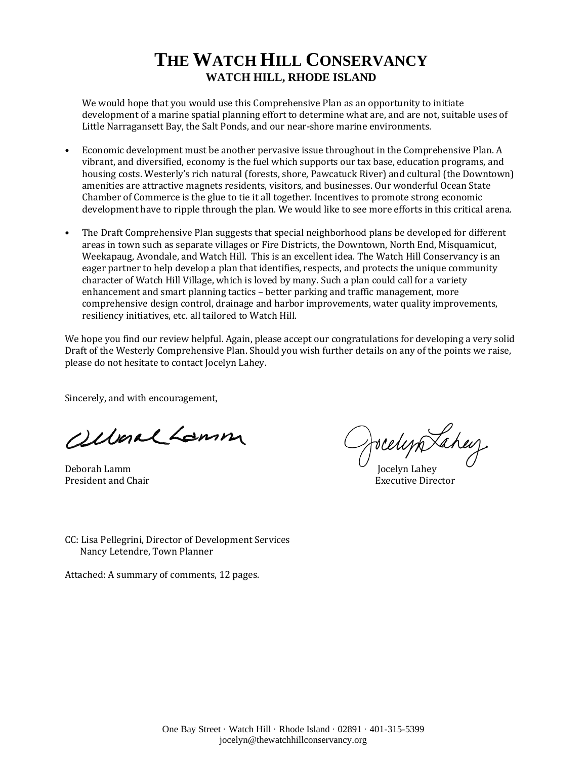# THE WATCH HILL CONSERVANCY

**WATCH HILL, RHODE ISLAND**

We would hope that you would use this Comprehensive Plan as an opportunity to initiate development of a marine spatial planning effort to determine what are, and are not, suitable uses of Little Narragansett Bay, the Salt Ponds, and our near-shore marine environments.

- Economic development must be another pervasive issue throughout in the Comprehensive Plan. A vibrant, and diversified, economy is the fuel which supports our tax base, education programs, and housing costs. Westerly's rich natural (forests, shore, Pawcatuck River) and cultural (the Downtown) amenities are attractive magnets residents, visitors, and businesses. Our wonderful Ocean State Chamber of Commerce is the glue to tie it all together. Incentives to promote strong economic development have to ripple through the plan. We would like to see more efforts in this critical arena.
- The Draft Comprehensive Plan suggests that special neighborhood plans be developed for different areas in town such as separate villages or Fire Districts, the Downtown, North End, Misquamicut, Weekapaug, Avondale, and Watch Hill. This is an excellent idea. The Watch Hill Conservancy is an eager partner to help develop a plan that identifies, respects, and protects the unique community character of Watch Hill Village, which is loved by many. Such a plan could call for a variety enhancement and smart planning tactics – better parking and traffic management, more comprehensive design control, drainage and harbor improvements, water quality improvements, resiliency initiatives, etc. all tailored to Watch Hill.

We hope you find our review helpful. Again, please accept our congratulations for developing a very solid Draft of the Westerly Comprehensive Plan. Should you wish further details on any of the points we raise, please do not hesitate to contact Jocelyn Lahey.

Sincerely, and with encouragement,

Deborah Lamm
President and Chair

Jocelyn Lahey
Executive Director

CC: Lisa Pellegrini, Director of Development Services
Nancy Letendre, Town Planner

Attached: A summary of comments, 12 pages.

One Bay Street · Watch Hill · Rhode Island · 02891 · 401-315-5399
jocelyn@thewatchhillconservancy.org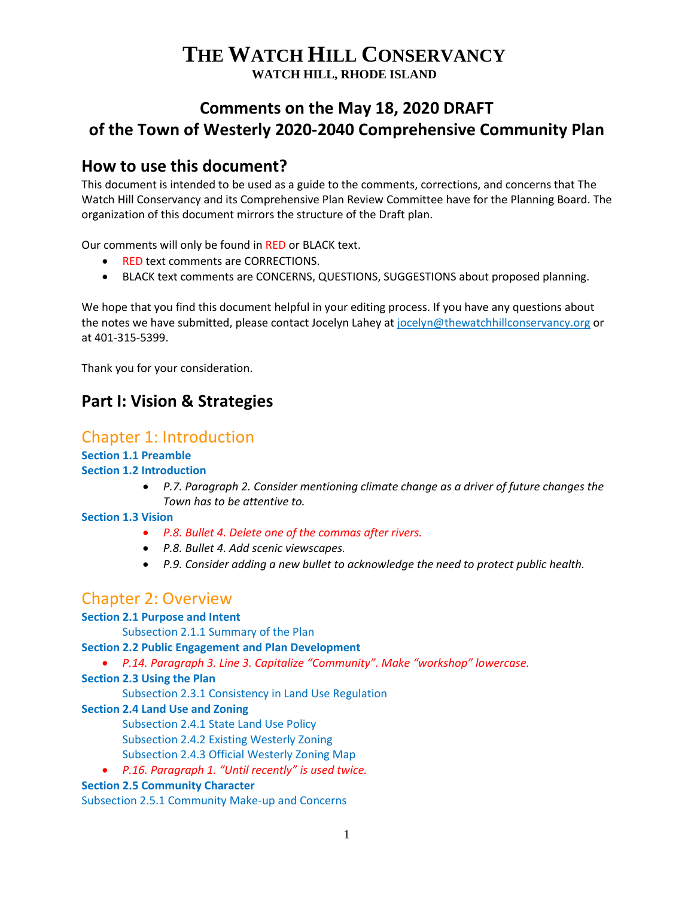# THE WATCH HILL CONSERVANCY

**WATCH HILL, RHODE ISLAND**

## Comments on the May 18, 2020 DRAFT of the Town of Westerly 2020-2040 Comprehensive Community Plan

## How to use this document?

This document is intended to be used as a guide to the comments, corrections, and concerns that The Watch Hill Conservancy and its Comprehensive Plan Review Committee have for the Planning Board. The organization of this document mirrors the structure of the Draft plan.

Our comments will only be found in RED or BLACK text.

- RED text comments are CORRECTIONS.
- BLACK text comments are CONCERNS, QUESTIONS, SUGGESTIONS about proposed planning.

We hope that you find this document helpful in your editing process. If you have any questions about the notes we have submitted, please contact Jocelyn Lahey at jocelyn@thewatchhillconservancy.org or at 401-315-5399.

Thank you for your consideration.

## Part I: Vision & Strategies

### Chapter 1: Introduction

**Section 1.1 Preamble**

**Section 1.2 Introduction**

- *P.7. Paragraph 2. Consider mentioning climate change as a driver of future changes the Town has to be attentive to.*

**Section 1.3 Vision**

- *P.8. Bullet 4. Delete one of the commas after rivers.*
- *P.8. Bullet 4. Add scenic viewscapes.*
- *P.9. Consider adding a new bullet to acknowledge the need to protect public health.*

### Chapter 2: Overview

**Section 2.1 Purpose and Intent**

Subsection 2.1.1 Summary of the Plan

**Section 2.2 Public Engagement and Plan Development**

- *P.14. Paragraph 3. Line 3. Capitalize "Community". Make "workshop" lowercase.*

**Section 2.3 Using the Plan**

Subsection 2.3.1 Consistency in Land Use Regulation

**Section 2.4 Land Use and Zoning**

Subsection 2.4.1 State Land Use Policy

Subsection 2.4.2 Existing Westerly Zoning

Subsection 2.4.3 Official Westerly Zoning Map

- *P.16. Paragraph 1. "Until recently" is used twice.*

**Section 2.5 Community Character**

Subsection 2.5.1 Community Make-up and Concerns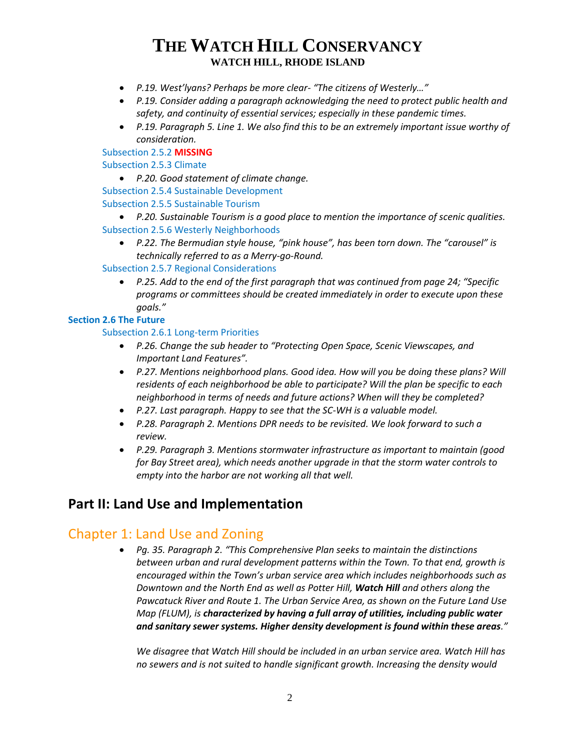- *P.19. West'lyans? Perhaps be more clear- "The citizens of Westerly…"*
- *P.19. Consider adding a paragraph acknowledging the need to protect public health and safety, and continuity of essential services; especially in these pandemic times.*
- *P.19. Paragraph 5. Line 1. We also find this to be an extremely important issue worthy of consideration.*

Subsection 2.5.2 **MISSING**

Subsection 2.5.3 Climate

- *P.20. Good statement of climate change.*

Subsection 2.5.4 Sustainable Development

Subsection 2.5.5 Sustainable Tourism

- *P.20. Sustainable Tourism is a good place to mention the importance of scenic qualities.*

Subsection 2.5.6 Westerly Neighborhoods

- *P.22. The Bermudian style house, "pink house", has been torn down. The "carousel" is technically referred to as a Merry-go-Round.*

Subsection 2.5.7 Regional Considerations

- *P.25. Add to the end of the first paragraph that was continued from page 24; "Specific programs or committees should be created immediately in order to execute upon these goals."*

**Section 2.6 The Future**

Subsection 2.6.1 Long-term Priorities

- *P.26. Change the sub header to "Protecting Open Space, Scenic Viewscapes, and Important Land Features".*
- *P.27. Mentions neighborhood plans. Good idea. How will you be doing these plans? Will residents of each neighborhood be able to participate? Will the plan be specific to each neighborhood in terms of needs and future actions? When will they be completed?*
- *P.27. Last paragraph. Happy to see that the SC-WH is a valuable model.*
- *P.28. Paragraph 2. Mentions DPR needs to be revisited. We look forward to such a review.*
- *P.29. Paragraph 3. Mentions stormwater infrastructure as important to maintain (good for Bay Street area), which needs another upgrade in that the storm water controls to empty into the harbor are not working all that well.*

## Part II: Land Use and Implementation

## Chapter 1: Land Use and Zoning

- *Pg. 35. Paragraph 2. "This Comprehensive Plan seeks to maintain the distinctions between urban and rural development patterns within the Town. To that end, growth is encouraged within the Town's urban service area which includes neighborhoods such as Downtown and the North End as well as Potter Hill, **Watch Hill** and others along the Pawcatuck River and Route 1. The Urban Service Area, as shown on the Future Land Use Map (FLUM), is **characterized by having a full array of utilities, including public water and sanitary sewer systems. Higher density development is found within these areas**."*

  *We disagree that Watch Hill should be included in an urban service area. Watch Hill has no sewers and is not suited to handle significant growth. Increasing the density would*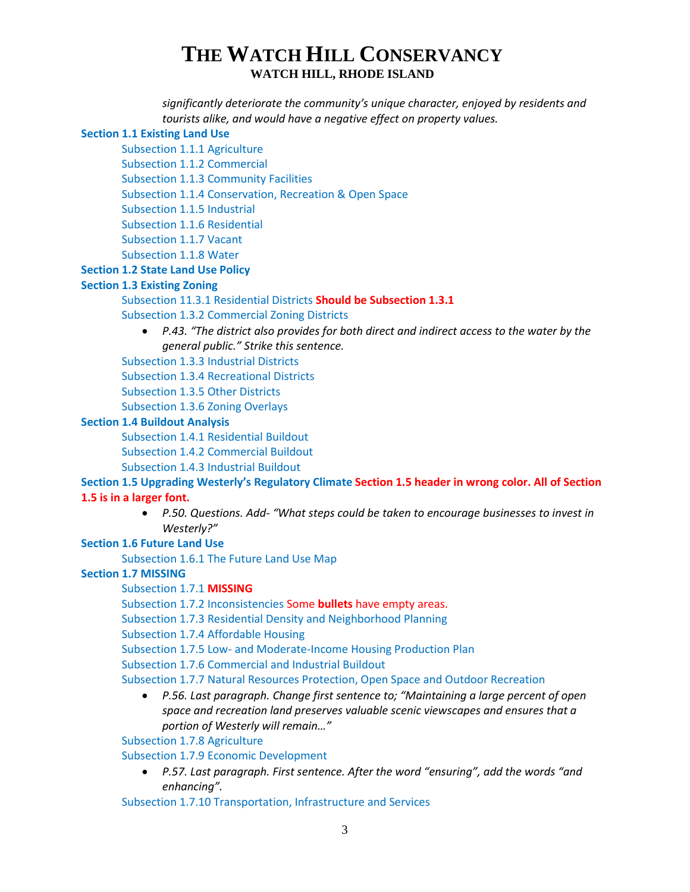*significantly deteriorate the community's unique character, enjoyed by residents and tourists alike, and would have a negative effect on property values.*

**Section 1.1 Existing Land Use**

- Subsection 1.1.1 Agriculture
- Subsection 1.1.2 Commercial
- Subsection 1.1.3 Community Facilities
- Subsection 1.1.4 Conservation, Recreation & Open Space
- Subsection 1.1.5 Industrial
- Subsection 1.1.6 Residential
- Subsection 1.1.7 Vacant
- Subsection 1.1.8 Water

**Section 1.2 State Land Use Policy**

**Section 1.3 Existing Zoning**

- Subsection 11.3.1 Residential Districts **Should be Subsection 1.3.1**
- Subsection 1.3.2 Commercial Zoning Districts
  - *P.43. "The district also provides for both direct and indirect access to the water by the general public." Strike this sentence.*
- Subsection 1.3.3 Industrial Districts
- Subsection 1.3.4 Recreational Districts
- Subsection 1.3.5 Other Districts
- Subsection 1.3.6 Zoning Overlays

**Section 1.4 Buildout Analysis**

- Subsection 1.4.1 Residential Buildout
- Subsection 1.4.2 Commercial Buildout
- Subsection 1.4.3 Industrial Buildout

**Section 1.5 Upgrading Westerly's Regulatory Climate Section 1.5 header in wrong color. All of Section 1.5 is in a larger font.**

- *P.50. Questions. Add- "What steps could be taken to encourage businesses to invest in Westerly?"*

**Section 1.6 Future Land Use**

- Subsection 1.6.1 The Future Land Use Map

**Section 1.7 MISSING**

- Subsection 1.7.1 **MISSING**
- Subsection 1.7.2 Inconsistencies Some **bullets** have empty areas.
- Subsection 1.7.3 Residential Density and Neighborhood Planning
- Subsection 1.7.4 Affordable Housing
- Subsection 1.7.5 Low- and Moderate-Income Housing Production Plan
- Subsection 1.7.6 Commercial and Industrial Buildout
- Subsection 1.7.7 Natural Resources Protection, Open Space and Outdoor Recreation
  - *P.56. Last paragraph. Change first sentence to; "Maintaining a large percent of open space and recreation land preserves valuable scenic viewscapes and ensures that a portion of Westerly will remain…"*
- Subsection 1.7.8 Agriculture
- Subsection 1.7.9 Economic Development
  - *P.57. Last paragraph. First sentence. After the word "ensuring", add the words "and enhancing".*
- Subsection 1.7.10 Transportation, Infrastructure and Services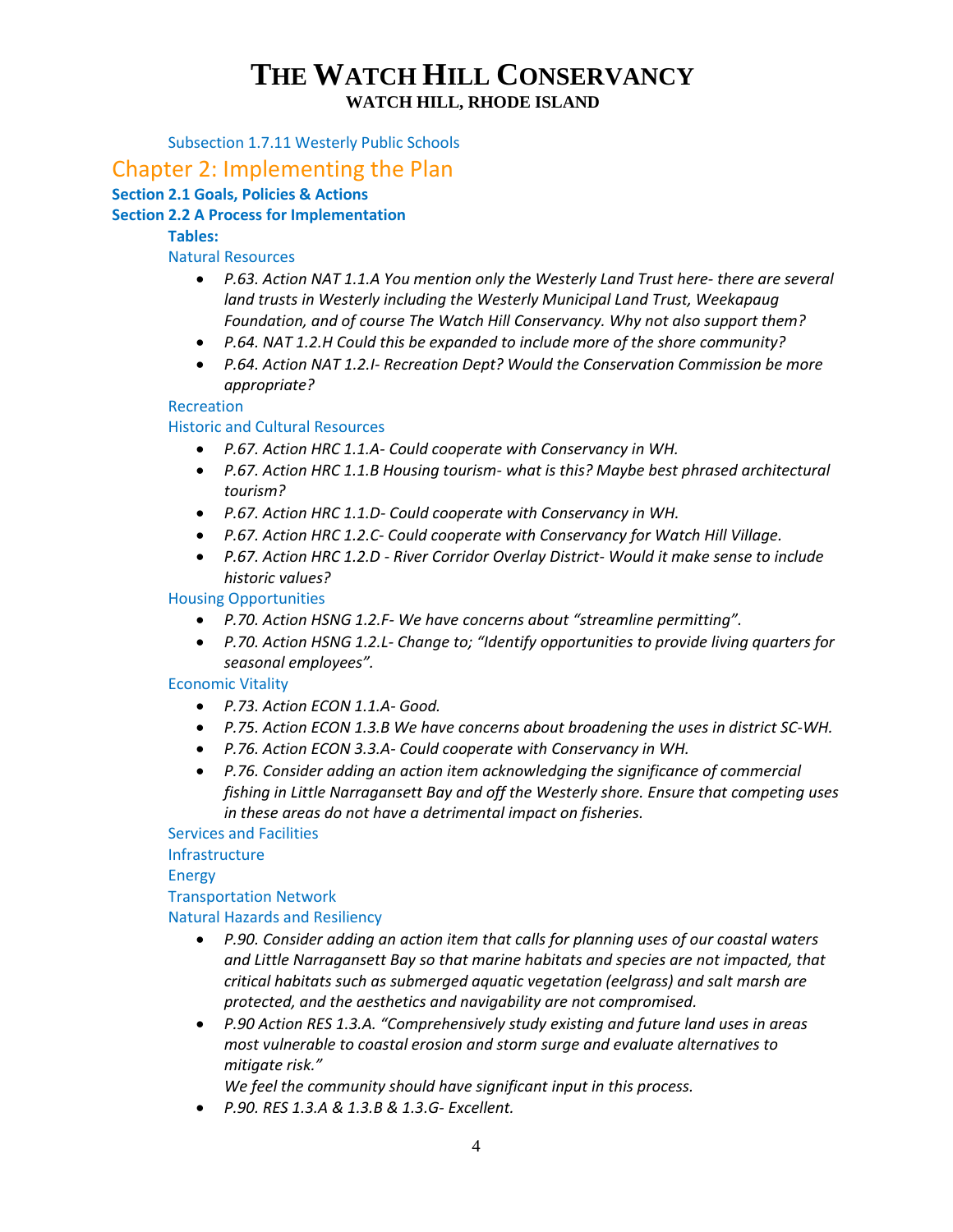Subsection 1.7.11 Westerly Public Schools

# Chapter 2: Implementing the Plan

**Section 2.1 Goals, Policies & Actions**

**Section 2.2 A Process for Implementation**

**Tables:**

Natural Resources

- *P.63. Action NAT 1.1.A You mention only the Westerly Land Trust here- there are several land trusts in Westerly including the Westerly Municipal Land Trust, Weekapaug Foundation, and of course The Watch Hill Conservancy. Why not also support them?*
- *P.64. NAT 1.2.H Could this be expanded to include more of the shore community?*
- *P.64. Action NAT 1.2.I- Recreation Dept? Would the Conservation Commission be more appropriate?*

Recreation

Historic and Cultural Resources

- *P.67. Action HRC 1.1.A- Could cooperate with Conservancy in WH.*
- *P.67. Action HRC 1.1.B Housing tourism- what is this? Maybe best phrased architectural tourism?*
- *P.67. Action HRC 1.1.D- Could cooperate with Conservancy in WH.*
- *P.67. Action HRC 1.2.C- Could cooperate with Conservancy for Watch Hill Village.*
- *P.67. Action HRC 1.2.D - River Corridor Overlay District- Would it make sense to include historic values?*

Housing Opportunities

- *P.70. Action HSNG 1.2.F- We have concerns about "streamline permitting".*
- *P.70. Action HSNG 1.2.L- Change to; "Identify opportunities to provide living quarters for seasonal employees".*

Economic Vitality

- *P.73. Action ECON 1.1.A- Good.*
- *P.75. Action ECON 1.3.B We have concerns about broadening the uses in district SC-WH.*
- *P.76. Action ECON 3.3.A- Could cooperate with Conservancy in WH.*
- *P.76. Consider adding an action item acknowledging the significance of commercial fishing in Little Narragansett Bay and off the Westerly shore. Ensure that competing uses in these areas do not have a detrimental impact on fisheries.*

Services and Facilities

Infrastructure

Energy

Transportation Network

Natural Hazards and Resiliency

- *P.90. Consider adding an action item that calls for planning uses of our coastal waters and Little Narragansett Bay so that marine habitats and species are not impacted, that critical habitats such as submerged aquatic vegetation (eelgrass) and salt marsh are protected, and the aesthetics and navigability are not compromised.*
- *P.90 Action RES 1.3.A. "Comprehensively study existing and future land uses in areas most vulnerable to coastal erosion and storm surge and evaluate alternatives to mitigate risk."*
  *We feel the community should have significant input in this process.*
- *P.90. RES 1.3.A & 1.3.B & 1.3.G- Excellent.*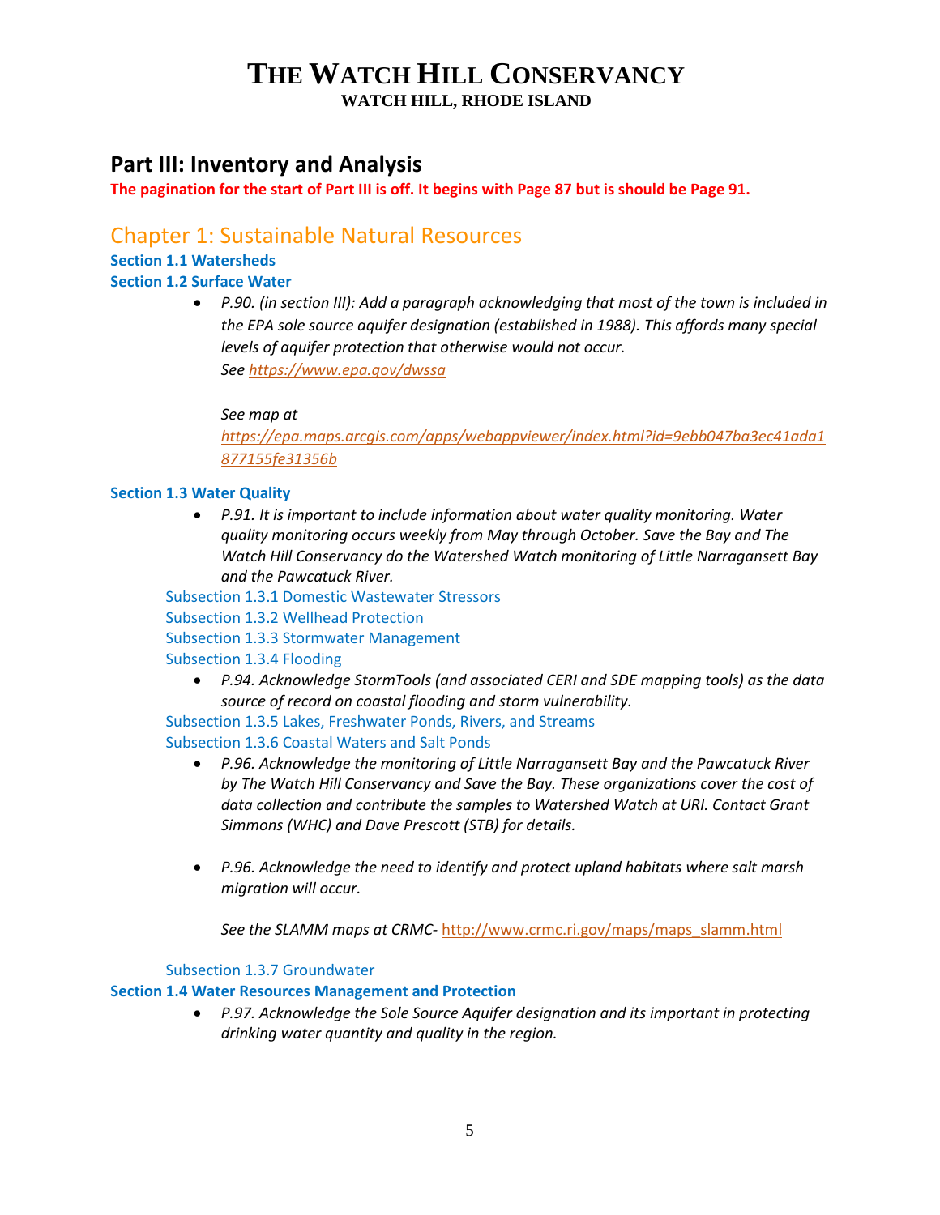# THE WATCH HILL CONSERVANCY
**WATCH HILL, RHODE ISLAND**

## Part III: Inventory and Analysis

**The pagination for the start of Part III is off. It begins with Page 87 but is should be Page 91.**

## Chapter 1: Sustainable Natural Resources

**Section 1.1 Watersheds**

**Section 1.2 Surface Water**

- *P.90. (in section III): Add a paragraph acknowledging that most of the town is included in the EPA sole source aquifer designation (established in 1988). This affords many special levels of aquifer protection that otherwise would not occur.*
  *See https://www.epa.gov/dwssa*

  *See map at https://epa.maps.arcgis.com/apps/webappviewer/index.html?id=9ebb047ba3ec41ada1877155fe31356b*

**Section 1.3 Water Quality**

- *P.91. It is important to include information about water quality monitoring. Water quality monitoring occurs weekly from May through October. Save the Bay and The Watch Hill Conservancy do the Watershed Watch monitoring of Little Narragansett Bay and the Pawcatuck River.*

Subsection 1.3.1 Domestic Wastewater Stressors

Subsection 1.3.2 Wellhead Protection

Subsection 1.3.3 Stormwater Management

Subsection 1.3.4 Flooding

- *P.94. Acknowledge StormTools (and associated CERI and SDE mapping tools) as the data source of record on coastal flooding and storm vulnerability.*

Subsection 1.3.5 Lakes, Freshwater Ponds, Rivers, and Streams

Subsection 1.3.6 Coastal Waters and Salt Ponds

- *P.96. Acknowledge the monitoring of Little Narragansett Bay and the Pawcatuck River by The Watch Hill Conservancy and Save the Bay. These organizations cover the cost of data collection and contribute the samples to Watershed Watch at URI. Contact Grant Simmons (WHC) and Dave Prescott (STB) for details.*

- *P.96. Acknowledge the need to identify and protect upland habitats where salt marsh migration will occur.*

  *See the SLAMM maps at CRMC-* http://www.crmc.ri.gov/maps/maps_slamm.html

Subsection 1.3.7 Groundwater

**Section 1.4 Water Resources Management and Protection**

- *P.97. Acknowledge the Sole Source Aquifer designation and its important in protecting drinking water quantity and quality in the region.*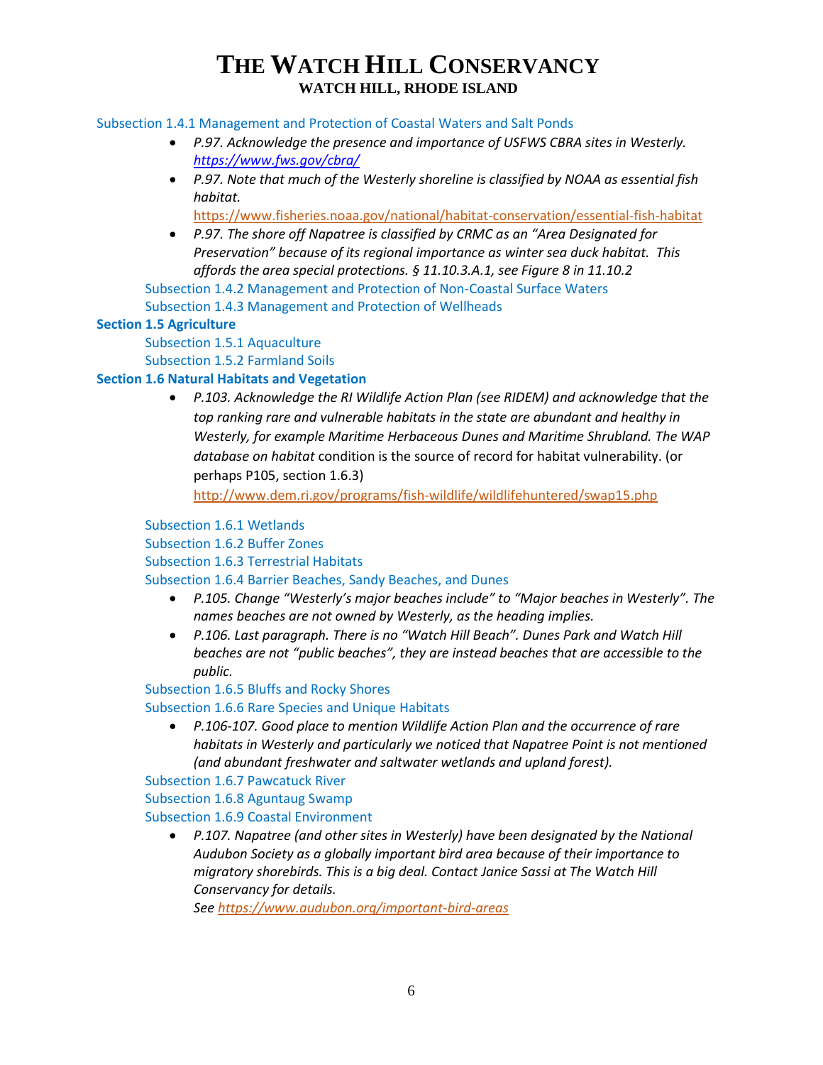Subsection 1.4.1 Management and Protection of Coastal Waters and Salt Ponds

- *P.97. Acknowledge the presence and importance of USFWS CBRA sites in Westerly.* *https://www.fws.gov/cbra/*
- *P.97. Note that much of the Westerly shoreline is classified by NOAA as essential fish habitat.* https://www.fisheries.noaa.gov/national/habitat-conservation/essential-fish-habitat
- *P.97. The shore off Napatree is classified by CRMC as an "Area Designated for Preservation" because of its regional importance as winter sea duck habitat. This affords the area special protections. § 11.10.3.A.1, see Figure 8 in 11.10.2*

Subsection 1.4.2 Management and Protection of Non-Coastal Surface Waters

Subsection 1.4.3 Management and Protection of Wellheads

**Section 1.5 Agriculture**

Subsection 1.5.1 Aquaculture

Subsection 1.5.2 Farmland Soils

**Section 1.6 Natural Habitats and Vegetation**

- *P.103. Acknowledge the RI Wildlife Action Plan (see RIDEM) and acknowledge that the top ranking rare and vulnerable habitats in the state are abundant and healthy in Westerly, for example Maritime Herbaceous Dunes and Maritime Shrubland. The WAP database on habitat* condition is the source of record for habitat vulnerability. (or perhaps P105, section 1.6.3) http://www.dem.ri.gov/programs/fish-wildlife/wildlifehuntered/swap15.php

Subsection 1.6.1 Wetlands

Subsection 1.6.2 Buffer Zones

Subsection 1.6.3 Terrestrial Habitats

Subsection 1.6.4 Barrier Beaches, Sandy Beaches, and Dunes

- *P.105. Change "Westerly's major beaches include" to "Major beaches in Westerly". The names beaches are not owned by Westerly, as the heading implies.*
- *P.106. Last paragraph. There is no "Watch Hill Beach". Dunes Park and Watch Hill beaches are not "public beaches", they are instead beaches that are accessible to the public.*

Subsection 1.6.5 Bluffs and Rocky Shores

Subsection 1.6.6 Rare Species and Unique Habitats

- *P.106-107. Good place to mention Wildlife Action Plan and the occurrence of rare habitats in Westerly and particularly we noticed that Napatree Point is not mentioned (and abundant freshwater and saltwater wetlands and upland forest).*

Subsection 1.6.7 Pawcatuck River

Subsection 1.6.8 Aguntaug Swamp

Subsection 1.6.9 Coastal Environment

- *P.107. Napatree (and other sites in Westerly) have been designated by the National Audubon Society as a globally important bird area because of their importance to migratory shorebirds. This is a big deal. Contact Janice Sassi at The Watch Hill Conservancy for details.* *See https://www.audubon.org/important-bird-areas*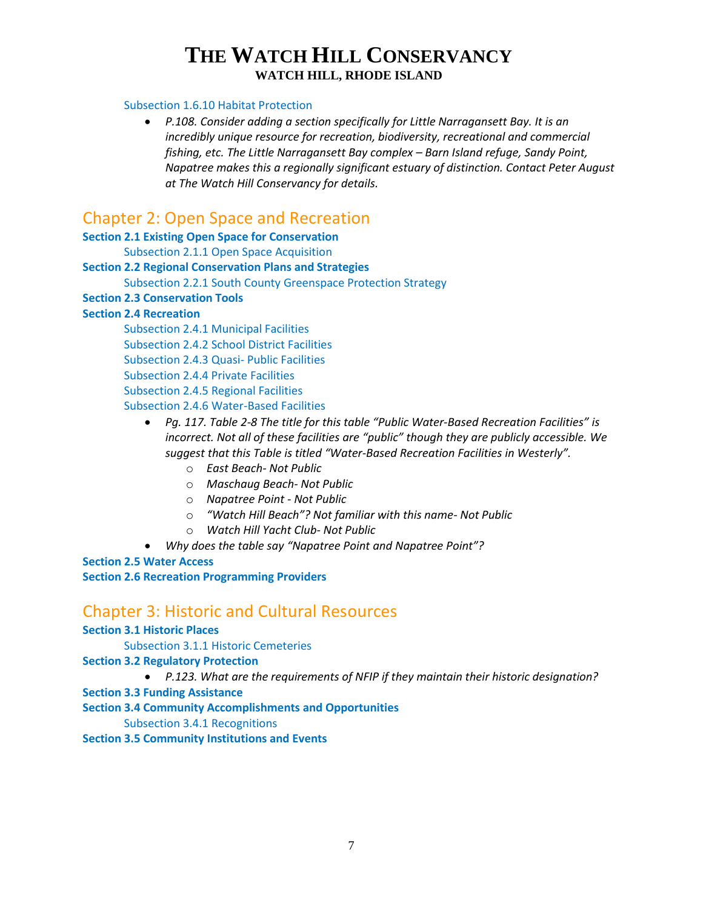Subsection 1.6.10 Habitat Protection

- *P.108. Consider adding a section specifically for Little Narragansett Bay. It is an incredibly unique resource for recreation, biodiversity, recreational and commercial fishing, etc. The Little Narragansett Bay complex – Barn Island refuge, Sandy Point, Napatree makes this a regionally significant estuary of distinction. Contact Peter August at The Watch Hill Conservancy for details.*

## Chapter 2: Open Space and Recreation

**Section 2.1 Existing Open Space for Conservation**

Subsection 2.1.1 Open Space Acquisition

**Section 2.2 Regional Conservation Plans and Strategies**

Subsection 2.2.1 South County Greenspace Protection Strategy

**Section 2.3 Conservation Tools**

**Section 2.4 Recreation**

Subsection 2.4.1 Municipal Facilities

Subsection 2.4.2 School District Facilities

Subsection 2.4.3 Quasi- Public Facilities

Subsection 2.4.4 Private Facilities

Subsection 2.4.5 Regional Facilities

Subsection 2.4.6 Water-Based Facilities

- *Pg. 117. Table 2-8 The title for this table "Public Water-Based Recreation Facilities" is incorrect. Not all of these facilities are "public" though they are publicly accessible. We suggest that this Table is titled "Water-Based Recreation Facilities in Westerly".*
  - *East Beach- Not Public*
  - *Maschaug Beach- Not Public*
  - *Napatree Point - Not Public*
  - *"Watch Hill Beach"? Not familiar with this name- Not Public*
  - *Watch Hill Yacht Club- Not Public*
- *Why does the table say "Napatree Point and Napatree Point"?*

**Section 2.5 Water Access**

**Section 2.6 Recreation Programming Providers**

## Chapter 3: Historic and Cultural Resources

**Section 3.1 Historic Places**

Subsection 3.1.1 Historic Cemeteries

**Section 3.2 Regulatory Protection**

- *P.123. What are the requirements of NFIP if they maintain their historic designation?*

**Section 3.3 Funding Assistance**

**Section 3.4 Community Accomplishments and Opportunities**

Subsection 3.4.1 Recognitions

**Section 3.5 Community Institutions and Events**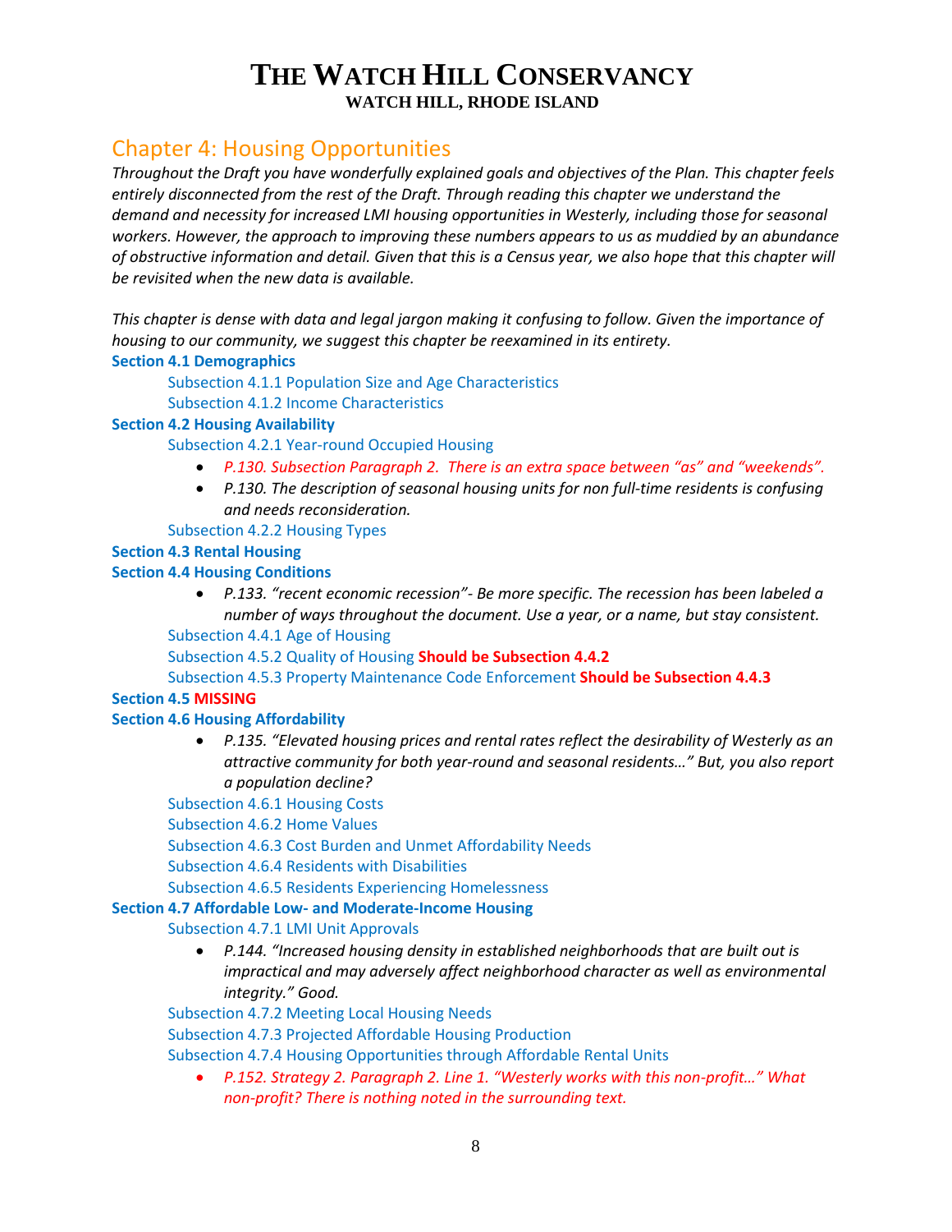# THE WATCH HILL CONSERVANCY
### WATCH HILL, RHODE ISLAND

## Chapter 4: Housing Opportunities

*Throughout the Draft you have wonderfully explained goals and objectives of the Plan. This chapter feels entirely disconnected from the rest of the Draft. Through reading this chapter we understand the demand and necessity for increased LMI housing opportunities in Westerly, including those for seasonal workers. However, the approach to improving these numbers appears to us as muddied by an abundance of obstructive information and detail. Given that this is a Census year, we also hope that this chapter will be revisited when the new data is available.*

*This chapter is dense with data and legal jargon making it confusing to follow. Given the importance of housing to our community, we suggest this chapter be reexamined in its entirety.*

**Section 4.1 Demographics**

Subsection 4.1.1 Population Size and Age Characteristics

Subsection 4.1.2 Income Characteristics

**Section 4.2 Housing Availability**

Subsection 4.2.1 Year-round Occupied Housing

- *P.130. Subsection Paragraph 2. There is an extra space between "as" and "weekends".*
- *P.130. The description of seasonal housing units for non full-time residents is confusing and needs reconsideration.*

Subsection 4.2.2 Housing Types

**Section 4.3 Rental Housing**

**Section 4.4 Housing Conditions**

- *P.133. "recent economic recession"- Be more specific. The recession has been labeled a number of ways throughout the document. Use a year, or a name, but stay consistent.*

Subsection 4.4.1 Age of Housing

Subsection 4.5.2 Quality of Housing **Should be Subsection 4.4.2**

Subsection 4.5.3 Property Maintenance Code Enforcement **Should be Subsection 4.4.3**

**Section 4.5 MISSING**

**Section 4.6 Housing Affordability**

- *P.135. "Elevated housing prices and rental rates reflect the desirability of Westerly as an attractive community for both year-round and seasonal residents…" But, you also report a population decline?*

Subsection 4.6.1 Housing Costs

Subsection 4.6.2 Home Values

Subsection 4.6.3 Cost Burden and Unmet Affordability Needs

Subsection 4.6.4 Residents with Disabilities

Subsection 4.6.5 Residents Experiencing Homelessness

**Section 4.7 Affordable Low- and Moderate-Income Housing**

Subsection 4.7.1 LMI Unit Approvals

- *P.144. "Increased housing density in established neighborhoods that are built out is impractical and may adversely affect neighborhood character as well as environmental integrity." Good.*

Subsection 4.7.2 Meeting Local Housing Needs

Subsection 4.7.3 Projected Affordable Housing Production

Subsection 4.7.4 Housing Opportunities through Affordable Rental Units

- *P.152. Strategy 2. Paragraph 2. Line 1. "Westerly works with this non-profit…" What non-profit? There is nothing noted in the surrounding text.*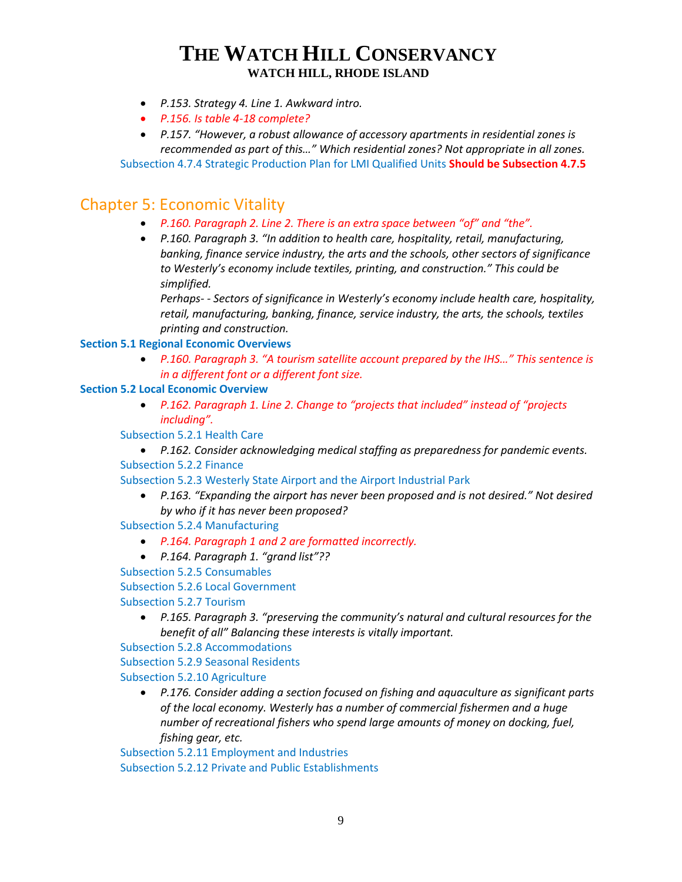- *P.153. Strategy 4. Line 1. Awkward intro.*
- *P.156. Is table 4-18 complete?*
- *P.157. "However, a robust allowance of accessory apartments in residential zones is recommended as part of this…" Which residential zones? Not appropriate in all zones.*

Subsection 4.7.4 Strategic Production Plan for LMI Qualified Units **Should be Subsection 4.7.5**

## Chapter 5: Economic Vitality

- *P.160. Paragraph 2. Line 2. There is an extra space between "of" and "the".*
- *P.160. Paragraph 3. "In addition to health care, hospitality, retail, manufacturing, banking, finance service industry, the arts and the schools, other sectors of significance to Westerly's economy include textiles, printing, and construction." This could be simplified.*
  *Perhaps- - Sectors of significance in Westerly's economy include health care, hospitality, retail, manufacturing, banking, finance, service industry, the arts, the schools, textiles printing and construction.*

### Section 5.1 Regional Economic Overviews

- *P.160. Paragraph 3. "A tourism satellite account prepared by the IHS…" This sentence is in a different font or a different font size.*

### Section 5.2 Local Economic Overview

- *P.162. Paragraph 1. Line 2. Change to "projects that included" instead of "projects including".*

Subsection 5.2.1 Health Care

- *P.162. Consider acknowledging medical staffing as preparedness for pandemic events.*

Subsection 5.2.2 Finance

Subsection 5.2.3 Westerly State Airport and the Airport Industrial Park

- *P.163. "Expanding the airport has never been proposed and is not desired." Not desired by who if it has never been proposed?*

Subsection 5.2.4 Manufacturing

- *P.164. Paragraph 1 and 2 are formatted incorrectly.*
- *P.164. Paragraph 1. "grand list"??*

Subsection 5.2.5 Consumables

Subsection 5.2.6 Local Government

Subsection 5.2.7 Tourism

- *P.165. Paragraph 3. "preserving the community's natural and cultural resources for the benefit of all" Balancing these interests is vitally important.*

Subsection 5.2.8 Accommodations

Subsection 5.2.9 Seasonal Residents

Subsection 5.2.10 Agriculture

- *P.176. Consider adding a section focused on fishing and aquaculture as significant parts of the local economy. Westerly has a number of commercial fishermen and a huge number of recreational fishers who spend large amounts of money on docking, fuel, fishing gear, etc.*

Subsection 5.2.11 Employment and Industries

Subsection 5.2.12 Private and Public Establishments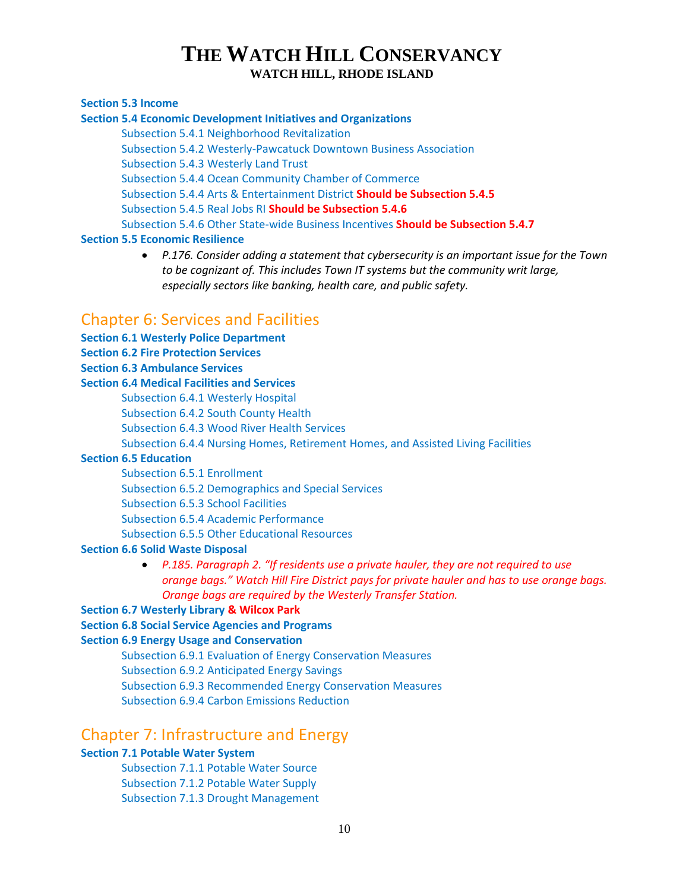**Section 5.3 Income**

**Section 5.4 Economic Development Initiatives and Organizations**

- Subsection 5.4.1 Neighborhood Revitalization
- Subsection 5.4.2 Westerly-Pawcatuck Downtown Business Association
- Subsection 5.4.3 Westerly Land Trust
- Subsection 5.4.4 Ocean Community Chamber of Commerce
- Subsection 5.4.4 Arts & Entertainment District **Should be Subsection 5.4.5**
- Subsection 5.4.5 Real Jobs RI **Should be Subsection 5.4.6**
- Subsection 5.4.6 Other State-wide Business Incentives **Should be Subsection 5.4.7**

**Section 5.5 Economic Resilience**

- *P.176. Consider adding a statement that cybersecurity is an important issue for the Town to be cognizant of. This includes Town IT systems but the community writ large, especially sectors like banking, health care, and public safety.*

## Chapter 6: Services and Facilities

**Section 6.1 Westerly Police Department**

**Section 6.2 Fire Protection Services**

**Section 6.3 Ambulance Services**

**Section 6.4 Medical Facilities and Services**

- Subsection 6.4.1 Westerly Hospital
- Subsection 6.4.2 South County Health
- Subsection 6.4.3 Wood River Health Services
- Subsection 6.4.4 Nursing Homes, Retirement Homes, and Assisted Living Facilities

**Section 6.5 Education**

- Subsection 6.5.1 Enrollment
- Subsection 6.5.2 Demographics and Special Services
- Subsection 6.5.3 School Facilities
- Subsection 6.5.4 Academic Performance
- Subsection 6.5.5 Other Educational Resources

**Section 6.6 Solid Waste Disposal**

- *P.185. Paragraph 2. "If residents use a private hauler, they are not required to use orange bags." Watch Hill Fire District pays for private hauler and has to use orange bags. Orange bags are required by the Westerly Transfer Station.*

**Section 6.7 Westerly Library & Wilcox Park**

**Section 6.8 Social Service Agencies and Programs**

**Section 6.9 Energy Usage and Conservation**

- Subsection 6.9.1 Evaluation of Energy Conservation Measures
- Subsection 6.9.2 Anticipated Energy Savings
- Subsection 6.9.3 Recommended Energy Conservation Measures
- Subsection 6.9.4 Carbon Emissions Reduction

## Chapter 7: Infrastructure and Energy

**Section 7.1 Potable Water System**

- Subsection 7.1.1 Potable Water Source
- Subsection 7.1.2 Potable Water Supply
- Subsection 7.1.3 Drought Management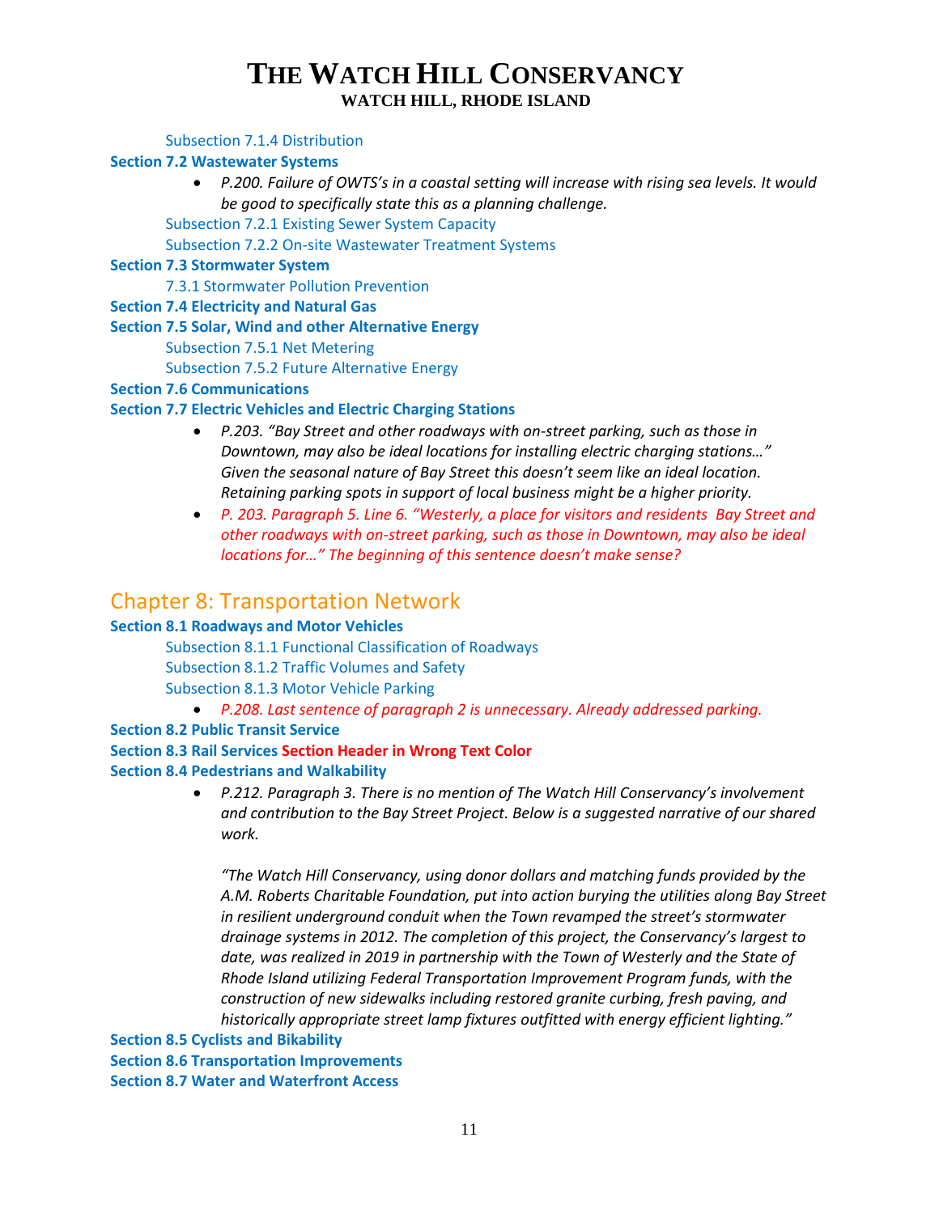Subsection 7.1.4 Distribution

**Section 7.2 Wastewater Systems**

- *P.200. Failure of OWTS's in a coastal setting will increase with rising sea levels. It would be good to specifically state this as a planning challenge.*

Subsection 7.2.1 Existing Sewer System Capacity

Subsection 7.2.2 On-site Wastewater Treatment Systems

**Section 7.3 Stormwater System**

7.3.1 Stormwater Pollution Prevention

**Section 7.4 Electricity and Natural Gas**

**Section 7.5 Solar, Wind and other Alternative Energy**

Subsection 7.5.1 Net Metering

Subsection 7.5.2 Future Alternative Energy

**Section 7.6 Communications**

**Section 7.7 Electric Vehicles and Electric Charging Stations**

- *P.203. "Bay Street and other roadways with on-street parking, such as those in Downtown, may also be ideal locations for installing electric charging stations…" Given the seasonal nature of Bay Street this doesn't seem like an ideal location. Retaining parking spots in support of local business might be a higher priority.*
- *P. 203. Paragraph 5. Line 6. "Westerly, a place for visitors and residents Bay Street and other roadways with on-street parking, such as those in Downtown, may also be ideal locations for…" The beginning of this sentence doesn't make sense?*

## Chapter 8: Transportation Network

**Section 8.1 Roadways and Motor Vehicles**

Subsection 8.1.1 Functional Classification of Roadways

Subsection 8.1.2 Traffic Volumes and Safety

Subsection 8.1.3 Motor Vehicle Parking

- *P.208. Last sentence of paragraph 2 is unnecessary. Already addressed parking.*

**Section 8.2 Public Transit Service**

**Section 8.3 Rail Services Section Header in Wrong Text Color**

**Section 8.4 Pedestrians and Walkability**

- *P.212. Paragraph 3. There is no mention of The Watch Hill Conservancy's involvement and contribution to the Bay Street Project. Below is a suggested narrative of our shared work.*

  *"The Watch Hill Conservancy, using donor dollars and matching funds provided by the A.M. Roberts Charitable Foundation, put into action burying the utilities along Bay Street in resilient underground conduit when the Town revamped the street's stormwater drainage systems in 2012. The completion of this project, the Conservancy's largest to date, was realized in 2019 in partnership with the Town of Westerly and the State of Rhode Island utilizing Federal Transportation Improvement Program funds, with the construction of new sidewalks including restored granite curbing, fresh paving, and historically appropriate street lamp fixtures outfitted with energy efficient lighting."*

**Section 8.5 Cyclists and Bikability**

**Section 8.6 Transportation Improvements**

**Section 8.7 Water and Waterfront Access**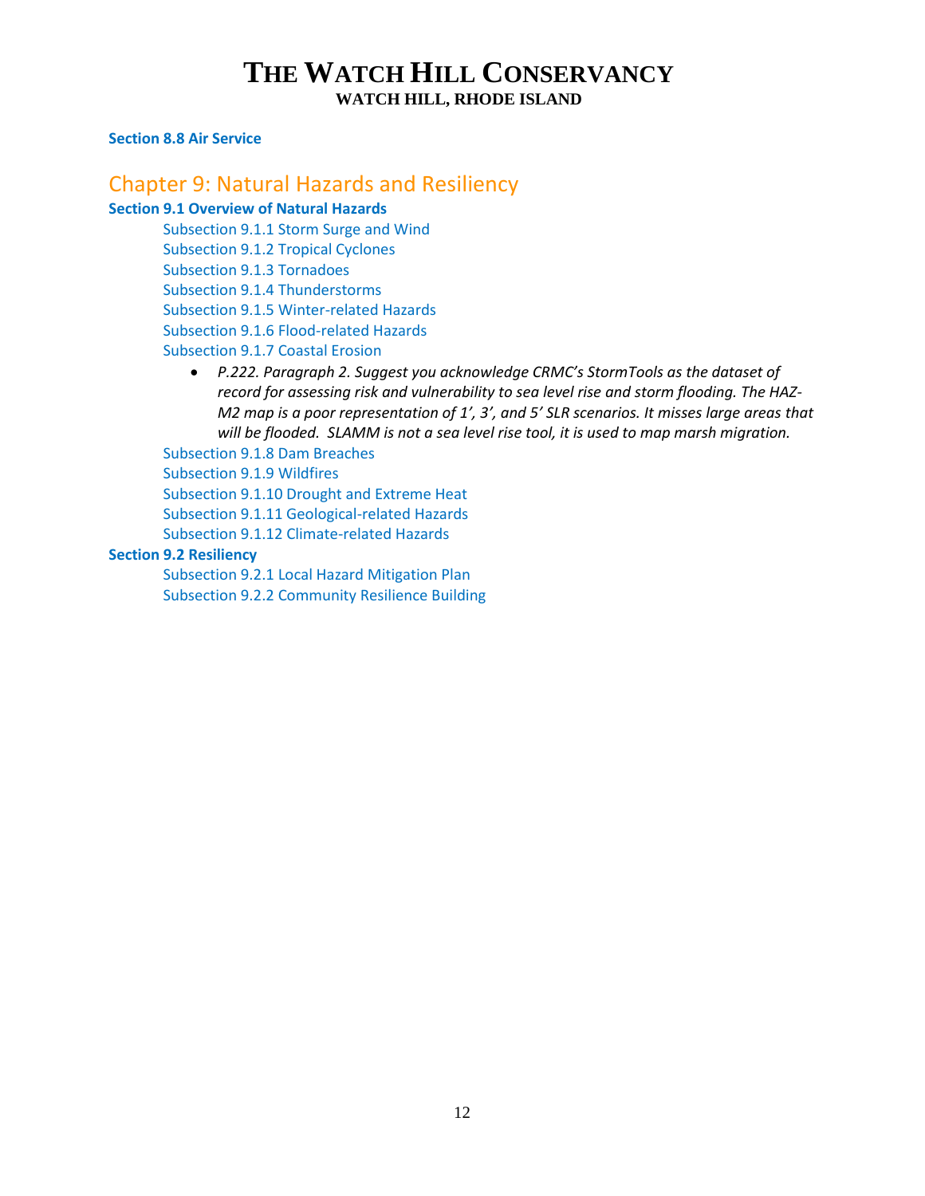**Section 8.8 Air Service**

## Chapter 9: Natural Hazards and Resiliency

**Section 9.1 Overview of Natural Hazards**

Subsection 9.1.1 Storm Surge and Wind

Subsection 9.1.2 Tropical Cyclones

Subsection 9.1.3 Tornadoes

Subsection 9.1.4 Thunderstorms

Subsection 9.1.5 Winter-related Hazards

Subsection 9.1.6 Flood-related Hazards

Subsection 9.1.7 Coastal Erosion

- *P.222. Paragraph 2. Suggest you acknowledge CRMC's StormTools as the dataset of record for assessing risk and vulnerability to sea level rise and storm flooding. The HAZ-M2 map is a poor representation of 1', 3', and 5' SLR scenarios. It misses large areas that will be flooded. SLAMM is not a sea level rise tool, it is used to map marsh migration.*

Subsection 9.1.8 Dam Breaches

Subsection 9.1.9 Wildfires

Subsection 9.1.10 Drought and Extreme Heat

Subsection 9.1.11 Geological-related Hazards

Subsection 9.1.12 Climate-related Hazards

**Section 9.2 Resiliency**

Subsection 9.2.1 Local Hazard Mitigation Plan

Subsection 9.2.2 Community Resilience Building